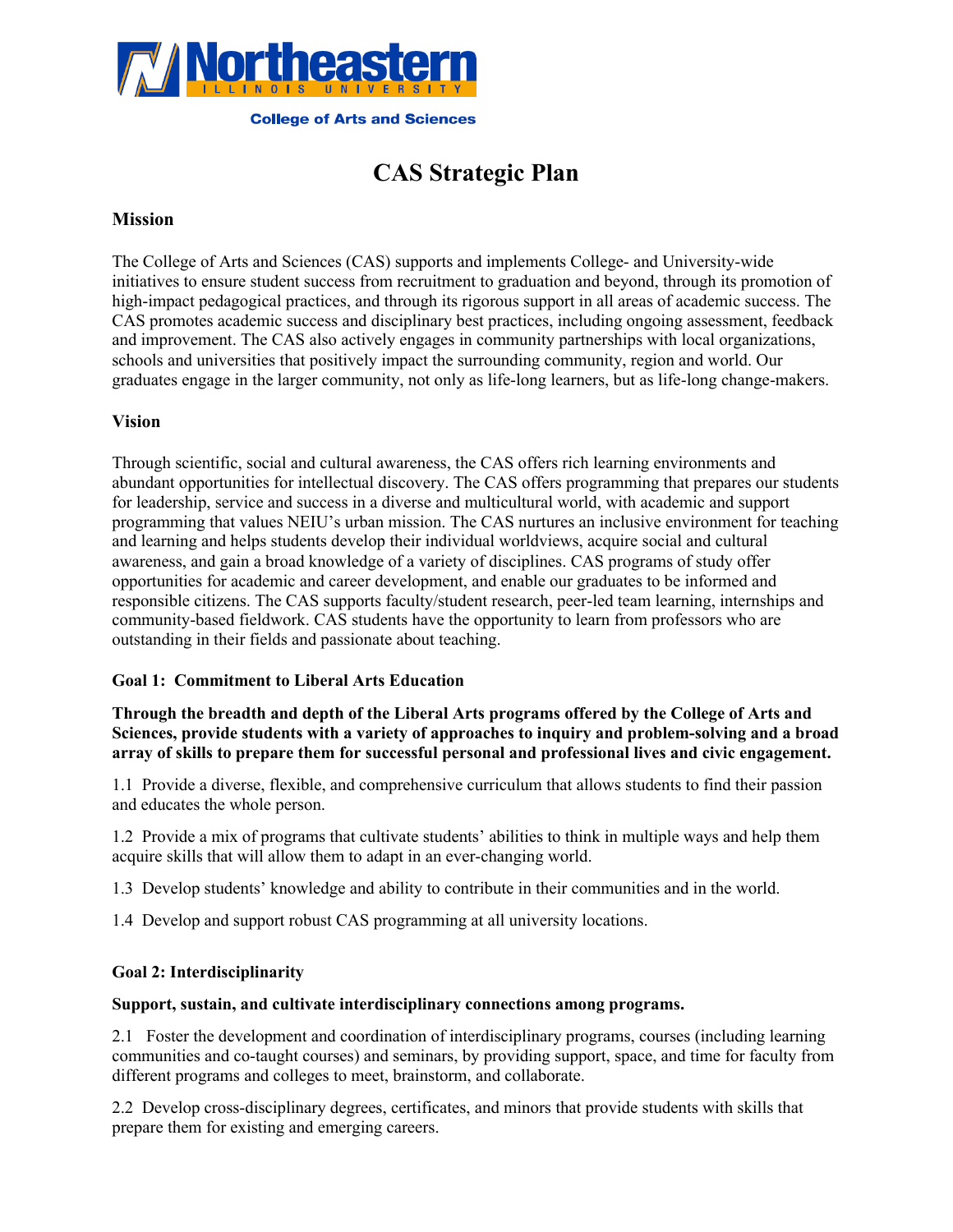Northeastern Illinois University

College of Arts and Sciences

# CAS Strategic Plan

## Mission

The College of Arts and Sciences (CAS) supports and implements College- and University-wide initiatives to ensure student success from recruitment to graduation and beyond, through its promotion of high-impact pedagogical practices, and through its rigorous support in all areas of academic success. The CAS promotes academic success and disciplinary best practices, including ongoing assessment, feedback and improvement. The CAS also actively engages in community partnerships with local organizations, schools and universities that positively impact the surrounding community, region and world. Our graduates engage in the larger community, not only as life-long learners, but as life-long change-makers.

## Vision

Through scientific, social and cultural awareness, the CAS offers rich learning environments and abundant opportunities for intellectual discovery. The CAS offers programming that prepares our students for leadership, service and success in a diverse and multicultural world, with academic and support programming that values NEIU's urban mission. The CAS nurtures an inclusive environment for teaching and learning and helps students develop their individual worldviews, acquire social and cultural awareness, and gain a broad knowledge of a variety of disciplines. CAS programs of study offer opportunities for academic and career development, and enable our graduates to be informed and responsible citizens. The CAS supports faculty/student research, peer-led team learning, internships and community-based fieldwork. CAS students have the opportunity to learn from professors who are outstanding in their fields and passionate about teaching.

### Goal 1: Commitment to Liberal Arts Education

**Through the breadth and depth of the Liberal Arts programs offered by the College of Arts and Sciences, provide students with a variety of approaches to inquiry and problem-solving and a broad array of skills to prepare them for successful personal and professional lives and civic engagement.**

1.1 Provide a diverse, flexible, and comprehensive curriculum that allows students to find their passion and educates the whole person.

1.2 Provide a mix of programs that cultivate students' abilities to think in multiple ways and help them acquire skills that will allow them to adapt in an ever-changing world.

1.3 Develop students' knowledge and ability to contribute in their communities and in the world.

1.4 Develop and support robust CAS programming at all university locations.

### Goal 2: Interdisciplinarity

**Support, sustain, and cultivate interdisciplinary connections among programs.**

2.1 Foster the development and coordination of interdisciplinary programs, courses (including learning communities and co-taught courses) and seminars, by providing support, space, and time for faculty from different programs and colleges to meet, brainstorm, and collaborate.

2.2 Develop cross-disciplinary degrees, certificates, and minors that provide students with skills that prepare them for existing and emerging careers.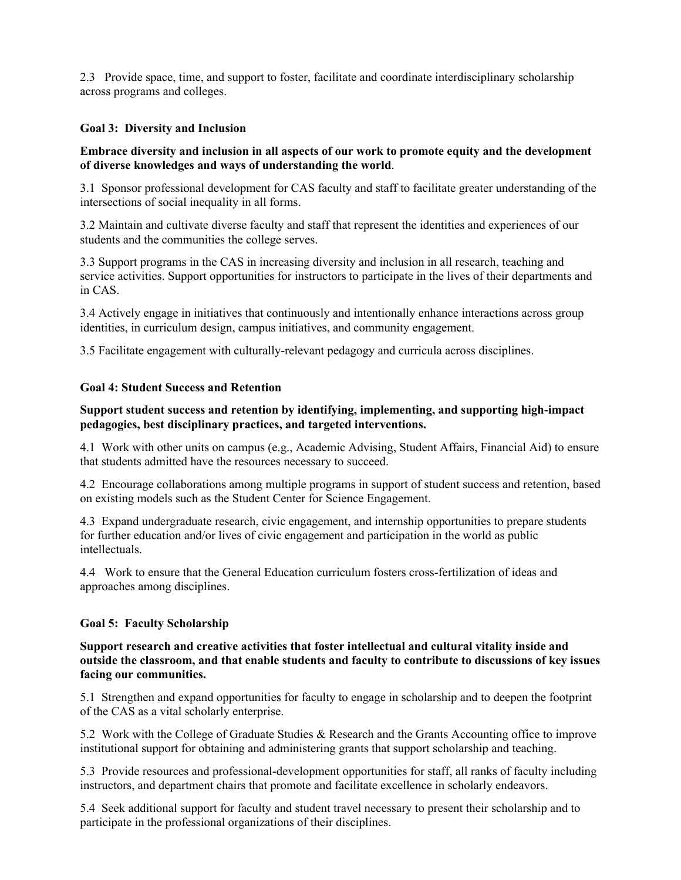2.3 Provide space, time, and support to foster, facilitate and coordinate interdisciplinary scholarship across programs and colleges.

### Goal 3: Diversity and Inclusion

**Embrace diversity and inclusion in all aspects of our work to promote equity and the development of diverse knowledges and ways of understanding the world**.

3.1 Sponsor professional development for CAS faculty and staff to facilitate greater understanding of the intersections of social inequality in all forms.

3.2 Maintain and cultivate diverse faculty and staff that represent the identities and experiences of our students and the communities the college serves.

3.3 Support programs in the CAS in increasing diversity and inclusion in all research, teaching and service activities. Support opportunities for instructors to participate in the lives of their departments and in CAS.

3.4 Actively engage in initiatives that continuously and intentionally enhance interactions across group identities, in curriculum design, campus initiatives, and community engagement.

3.5 Facilitate engagement with culturally-relevant pedagogy and curricula across disciplines.

### Goal 4: Student Success and Retention

**Support student success and retention by identifying, implementing, and supporting high-impact pedagogies, best disciplinary practices, and targeted interventions.**

4.1 Work with other units on campus (e.g., Academic Advising, Student Affairs, Financial Aid) to ensure that students admitted have the resources necessary to succeed.

4.2 Encourage collaborations among multiple programs in support of student success and retention, based on existing models such as the Student Center for Science Engagement.

4.3 Expand undergraduate research, civic engagement, and internship opportunities to prepare students for further education and/or lives of civic engagement and participation in the world as public intellectuals.

4.4 Work to ensure that the General Education curriculum fosters cross-fertilization of ideas and approaches among disciplines.

### Goal 5: Faculty Scholarship

**Support research and creative activities that foster intellectual and cultural vitality inside and outside the classroom, and that enable students and faculty to contribute to discussions of key issues facing our communities.**

5.1 Strengthen and expand opportunities for faculty to engage in scholarship and to deepen the footprint of the CAS as a vital scholarly enterprise.

5.2 Work with the College of Graduate Studies & Research and the Grants Accounting office to improve institutional support for obtaining and administering grants that support scholarship and teaching.

5.3 Provide resources and professional-development opportunities for staff, all ranks of faculty including instructors, and department chairs that promote and facilitate excellence in scholarly endeavors.

5.4 Seek additional support for faculty and student travel necessary to present their scholarship and to participate in the professional organizations of their disciplines.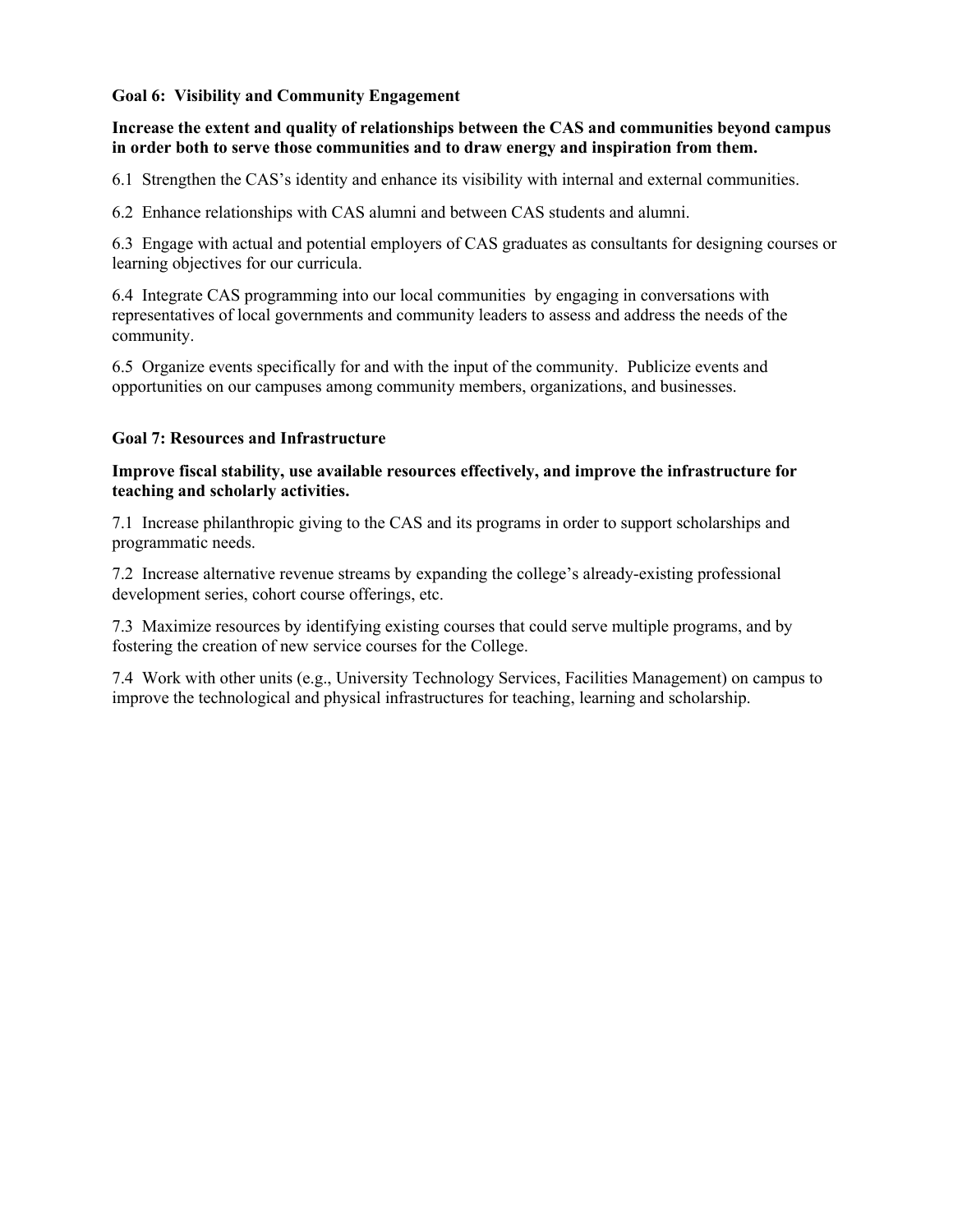**Goal 6: Visibility and Community Engagement**

**Increase the extent and quality of relationships between the CAS and communities beyond campus in order both to serve those communities and to draw energy and inspiration from them.**

6.1 Strengthen the CAS's identity and enhance its visibility with internal and external communities.

6.2 Enhance relationships with CAS alumni and between CAS students and alumni.

6.3 Engage with actual and potential employers of CAS graduates as consultants for designing courses or learning objectives for our curricula.

6.4 Integrate CAS programming into our local communities by engaging in conversations with representatives of local governments and community leaders to assess and address the needs of the community.

6.5 Organize events specifically for and with the input of the community. Publicize events and opportunities on our campuses among community members, organizations, and businesses.

**Goal 7: Resources and Infrastructure**

**Improve fiscal stability, use available resources effectively, and improve the infrastructure for teaching and scholarly activities.**

7.1 Increase philanthropic giving to the CAS and its programs in order to support scholarships and programmatic needs.

7.2 Increase alternative revenue streams by expanding the college's already-existing professional development series, cohort course offerings, etc.

7.3 Maximize resources by identifying existing courses that could serve multiple programs, and by fostering the creation of new service courses for the College.

7.4 Work with other units (e.g., University Technology Services, Facilities Management) on campus to improve the technological and physical infrastructures for teaching, learning and scholarship.